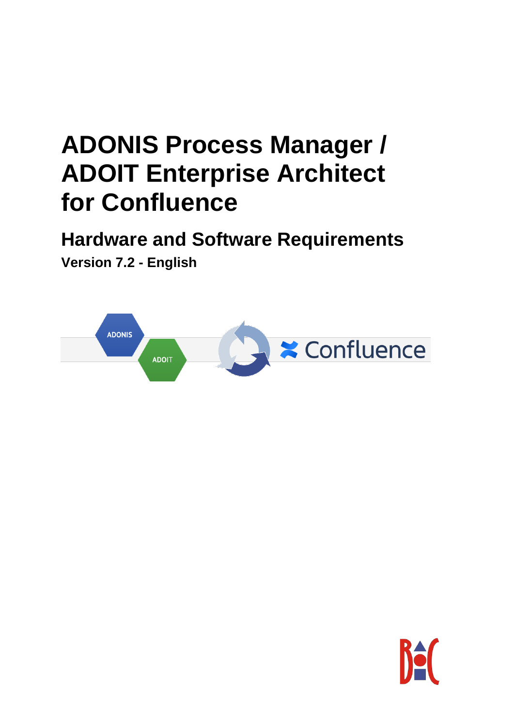# ADONIS Process Manager / ADOIT Enterprise Architect for Confluence

## Hardware and Software Requirements

**Version 7.2 - English**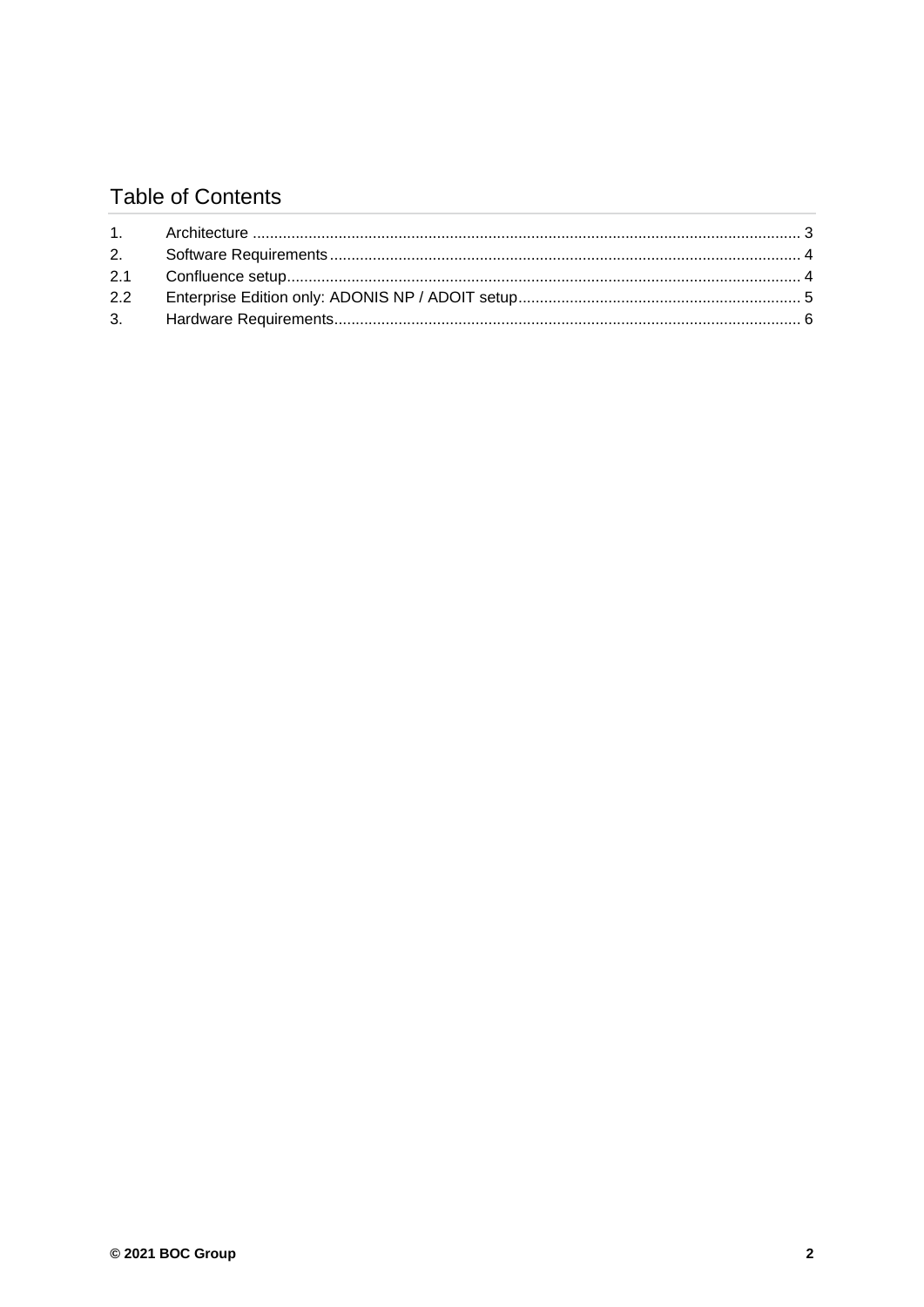## Table of Contents

| | | |
|---|---|---|
| 1. | Architecture | 3 |
| 2. | Software Requirements | 4 |
| 2.1 | Confluence setup | 4 |
| 2.2 | Enterprise Edition only: ADONIS NP / ADOIT setup | 5 |
| 3. | Hardware Requirements | 6 |

© 2021 BOC Group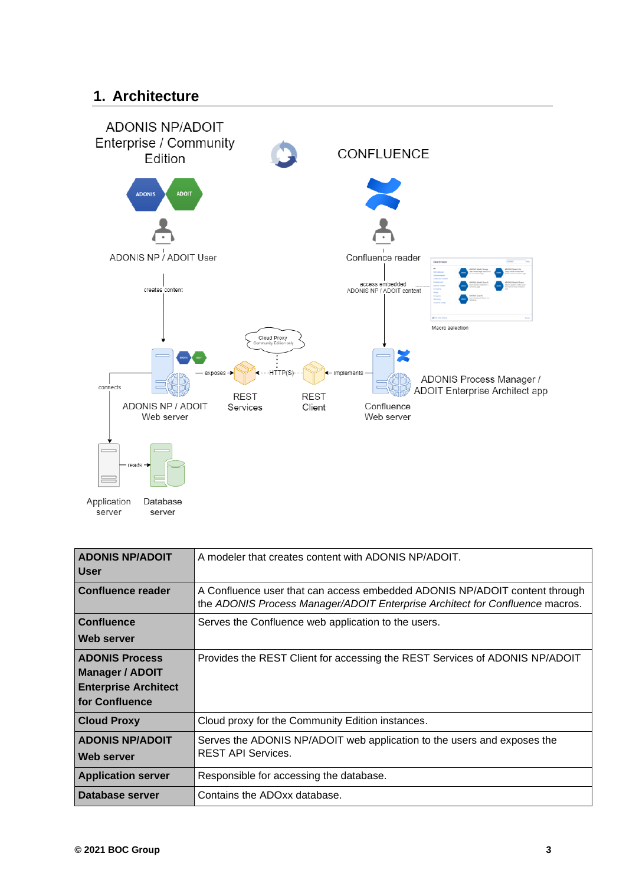# 1. Architecture

| ADONIS NP/ADOIT User | A modeler that creates content with ADONIS NP/ADOIT. |
|---|---|
| **Confluence reader** | A Confluence user that can access embedded ADONIS NP/ADOIT content through the *ADONIS Process Manager/ADOIT Enterprise Architect for Confluence* macros. |
| **Confluence Web server** | Serves the Confluence web application to the users. |
| **ADONIS Process Manager / ADOIT Enterprise Architect for Confluence** | Provides the REST Client for accessing the REST Services of ADONIS NP/ADOIT |
| **Cloud Proxy** | Cloud proxy for the Community Edition instances. |
| **ADONIS NP/ADOIT Web server** | Serves the ADONIS NP/ADOIT web application to the users and exposes the REST API Services. |
| **Application server** | Responsible for accessing the database. |
| **Database server** | Contains the ADOxx database. |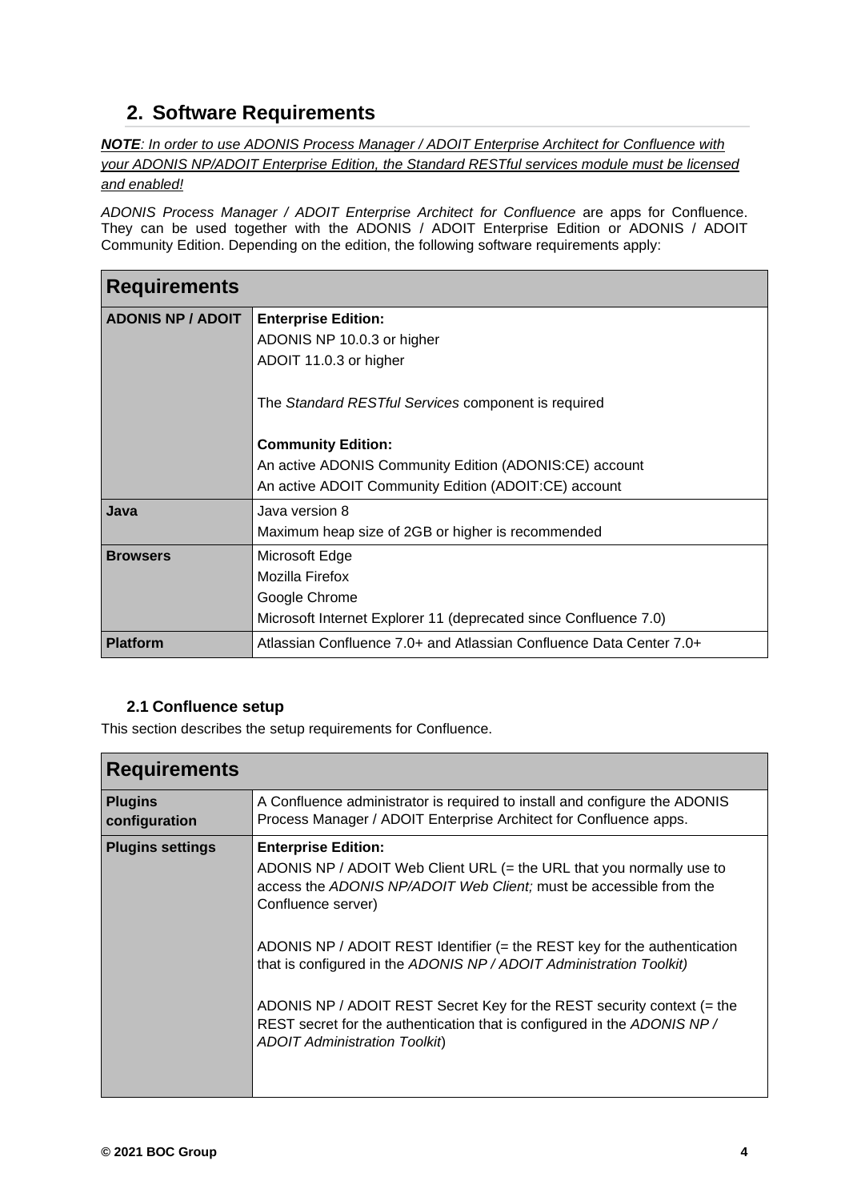## 2. Software Requirements

***NOTE**: In order to use ADONIS Process Manager / ADOIT Enterprise Architect for Confluence with your ADONIS NP/ADOIT Enterprise Edition, the Standard RESTful services module must be licensed and enabled!*

*ADONIS Process Manager / ADOIT Enterprise Architect for Confluence* are apps for Confluence. They can be used together with the ADONIS / ADOIT Enterprise Edition or ADONIS / ADOIT Community Edition. Depending on the edition, the following software requirements apply:

| **Requirements** | |
|---|---|
| **ADONIS NP / ADOIT** | **Enterprise Edition:**<br>ADONIS NP 10.0.3 or higher<br>ADOIT 11.0.3 or higher<br><br>The *Standard RESTful Services* component is required<br><br>**Community Edition:**<br>An active ADONIS Community Edition (ADONIS:CE) account<br>An active ADOIT Community Edition (ADOIT:CE) account |
| **Java** | Java version 8<br>Maximum heap size of 2GB or higher is recommended |
| **Browsers** | Microsoft Edge<br>Mozilla Firefox<br>Google Chrome<br>Microsoft Internet Explorer 11 (deprecated since Confluence 7.0) |
| **Platform** | Atlassian Confluence 7.0+ and Atlassian Confluence Data Center 7.0+ |

### 2.1 Confluence setup

This section describes the setup requirements for Confluence.

| **Requirements** | |
|---|---|
| **Plugins configuration** | A Confluence administrator is required to install and configure the ADONIS Process Manager / ADOIT Enterprise Architect for Confluence apps. |
| **Plugins settings** | **Enterprise Edition:**<br>ADONIS NP / ADOIT Web Client URL (= the URL that you normally use to access the *ADONIS NP/ADOIT Web Client;* must be accessible from the Confluence server)<br><br>ADONIS NP / ADOIT REST Identifier (= the REST key for the authentication that is configured in the *ADONIS NP / ADOIT Administration Toolkit)*<br><br>ADONIS NP / ADOIT REST Secret Key for the REST security context (= the REST secret for the authentication that is configured in the *ADONIS NP / ADOIT Administration Toolkit*) |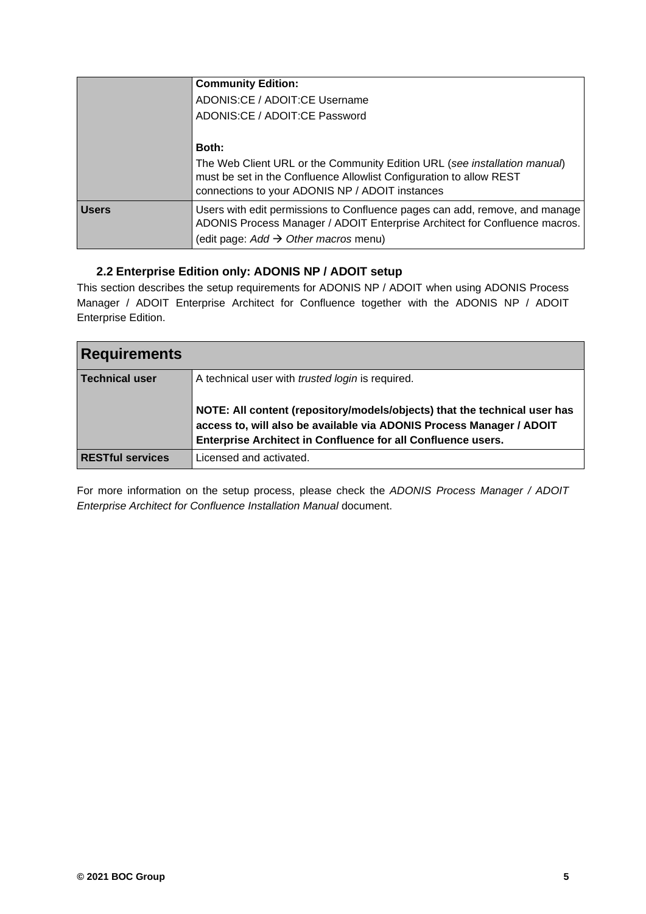| | |
|---|---|
| | **Community Edition:**<br>ADONIS:CE / ADOIT:CE Username<br>ADONIS:CE / ADOIT:CE Password<br><br>**Both:**<br>The Web Client URL or the Community Edition URL (*see installation manual*) must be set in the Confluence Allowlist Configuration to allow REST connections to your ADONIS NP / ADOIT instances |
| **Users** | Users with edit permissions to Confluence pages can add, remove, and manage ADONIS Process Manager / ADOIT Enterprise Architect for Confluence macros.<br>(edit page: *Add* → *Other macros* menu) |

### 2.2 Enterprise Edition only: ADONIS NP / ADOIT setup

This section describes the setup requirements for ADONIS NP / ADOIT when using ADONIS Process Manager / ADOIT Enterprise Architect for Confluence together with the ADONIS NP / ADOIT Enterprise Edition.

| **Requirements** | |
|---|---|
| **Technical user** | A technical user with *trusted login* is required.<br><br>**NOTE: All content (repository/models/objects) that the technical user has access to, will also be available via ADONIS Process Manager / ADOIT Enterprise Architect in Confluence for all Confluence users.** |
| **RESTful services** | Licensed and activated. |

For more information on the setup process, please check the *ADONIS Process Manager / ADOIT Enterprise Architect for Confluence Installation Manual* document.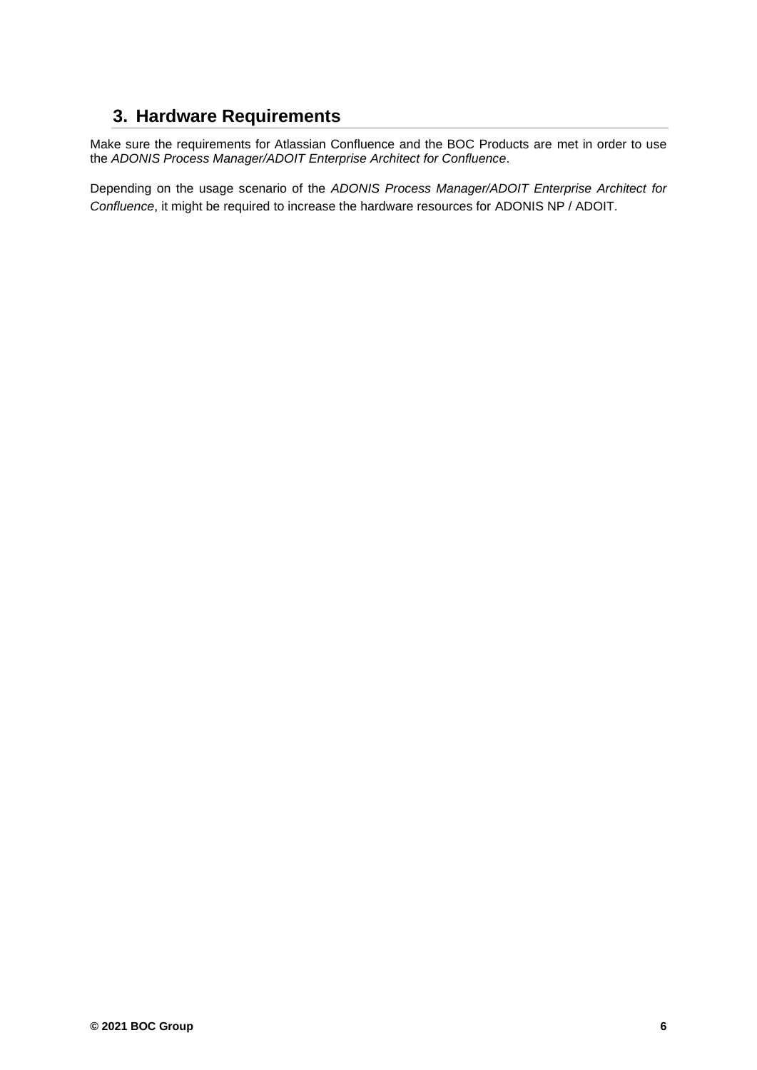## 3. Hardware Requirements

Make sure the requirements for Atlassian Confluence and the BOC Products are met in order to use the *ADONIS Process Manager/ADOIT Enterprise Architect for Confluence*.

Depending on the usage scenario of the *ADONIS Process Manager/ADOIT Enterprise Architect for Confluence*, it might be required to increase the hardware resources for ADONIS NP / ADOIT.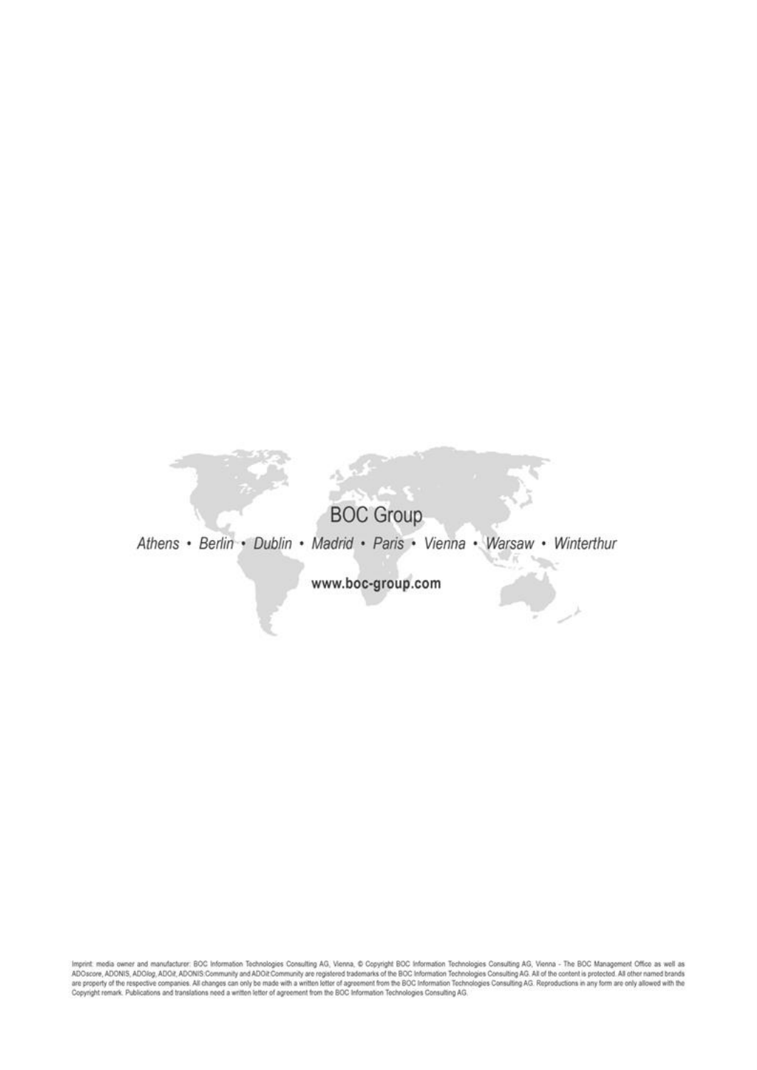BOC Group

*Athens • Berlin • Dublin • Madrid • Paris • Vienna • Warsaw • Winterthur*

**www.boc-group.com**

Imprint: media owner and manufacturer: BOC Information Technologies Consulting AG, Vienna, © Copyright BOC Information Technologies Consulting AG, Vienna - The BOC Management Office as well as ADOscore, ADONIS, ADOlog, ADOit, ADONIS:Community and ADOit:Community are registered trademarks of the BOC Information Technologies Consulting AG. All of the content is protected. All other named brands are property of the respective companies. All changes can only be made with a written letter of agreement from the BOC Information Technologies Consulting AG. Reproductions in any form are only allowed with the Copyright remark. Publications and translations need a written letter of agreement from the BOC Information Technologies Consulting AG.